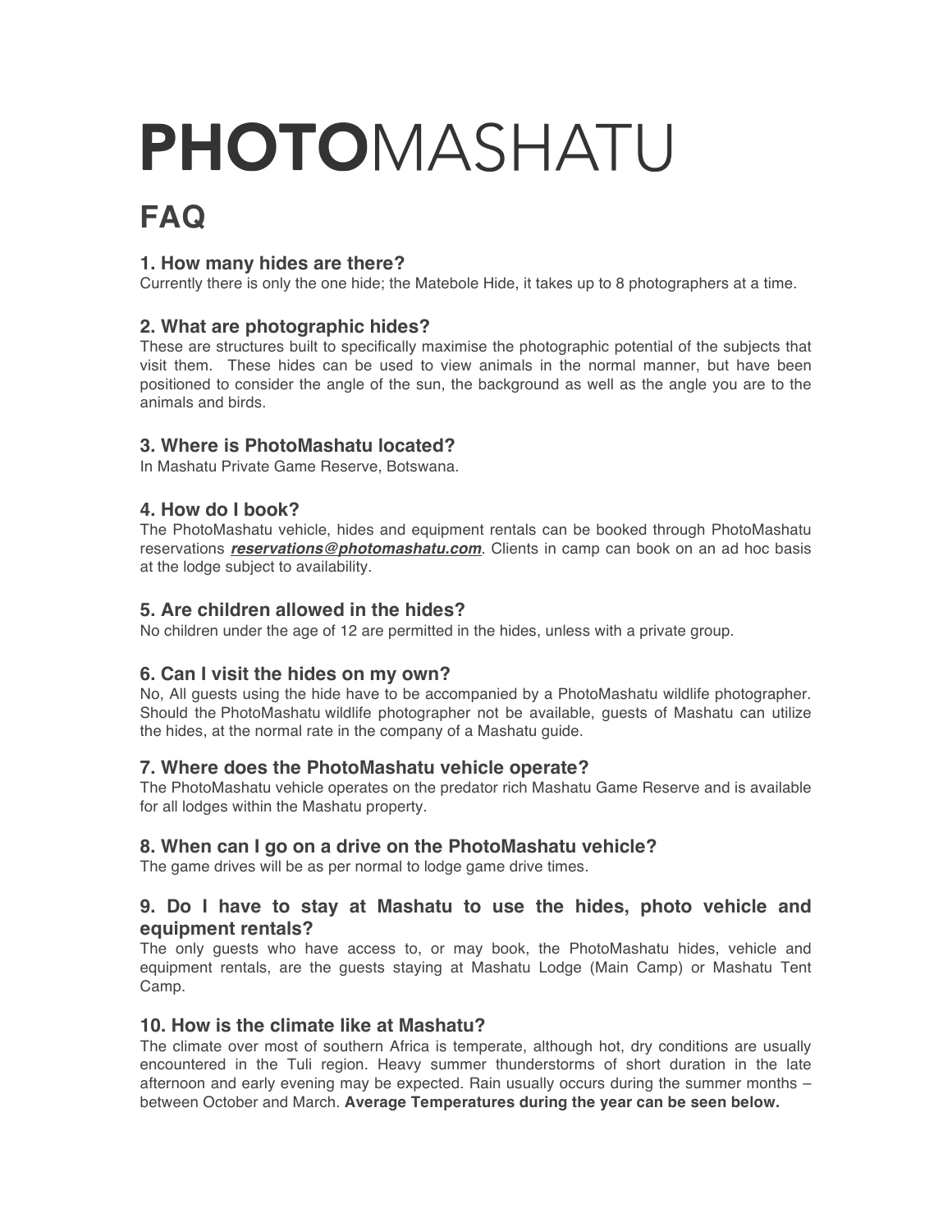# **PHOTO**MASHATU

## FAQ

### 1. How many hides are there?

Currently there is only the one hide; the Matebole Hide, it takes up to 8 photographers at a time.

### 2. What are photographic hides?

These are structures built to specifically maximise the photographic potential of the subjects that visit them. These hides can be used to view animals in the normal manner, but have been positioned to consider the angle of the sun, the background as well as the angle you are to the animals and birds.

### 3. Where is PhotoMashatu located?

In Mashatu Private Game Reserve, Botswana.

### 4. How do I book?

The PhotoMashatu vehicle, hides and equipment rentals can be booked through PhotoMashatu reservations ***reservations@photomashatu.com***. Clients in camp can book on an ad hoc basis at the lodge subject to availability.

### 5. Are children allowed in the hides?

No children under the age of 12 are permitted in the hides, unless with a private group.

### 6. Can I visit the hides on my own?

No, All guests using the hide have to be accompanied by a PhotoMashatu wildlife photographer. Should the PhotoMashatu wildlife photographer not be available, guests of Mashatu can utilize the hides, at the normal rate in the company of a Mashatu guide.

### 7. Where does the PhotoMashatu vehicle operate?

The PhotoMashatu vehicle operates on the predator rich Mashatu Game Reserve and is available for all lodges within the Mashatu property.

### 8. When can I go on a drive on the PhotoMashatu vehicle?

The game drives will be as per normal to lodge game drive times.

### 9. Do I have to stay at Mashatu to use the hides, photo vehicle and equipment rentals?

The only guests who have access to, or may book, the PhotoMashatu hides, vehicle and equipment rentals, are the guests staying at Mashatu Lodge (Main Camp) or Mashatu Tent Camp.

### 10. How is the climate like at Mashatu?

The climate over most of southern Africa is temperate, although hot, dry conditions are usually encountered in the Tuli region. Heavy summer thunderstorms of short duration in the late afternoon and early evening may be expected. Rain usually occurs during the summer months – between October and March. **Average Temperatures during the year can be seen below.**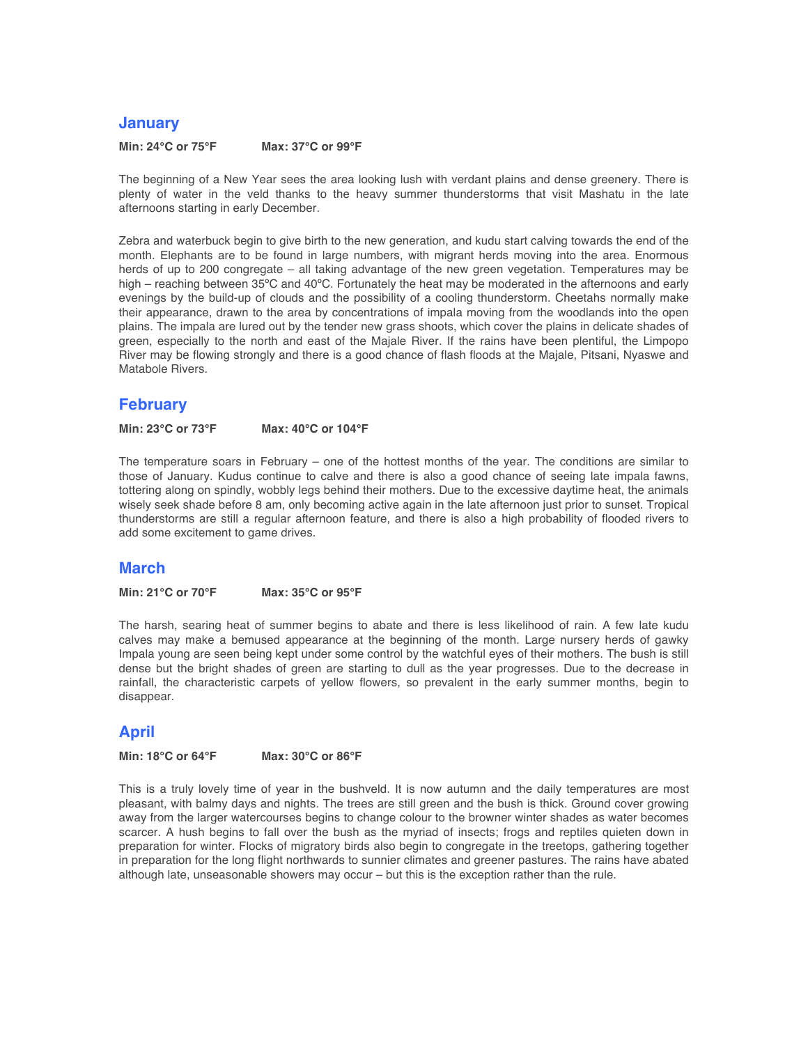## January

**Min: 24°C or 75°F** **Max: 37°C or 99°F**

The beginning of a New Year sees the area looking lush with verdant plains and dense greenery. There is plenty of water in the veld thanks to the heavy summer thunderstorms that visit Mashatu in the late afternoons starting in early December.

Zebra and waterbuck begin to give birth to the new generation, and kudu start calving towards the end of the month. Elephants are to be found in large numbers, with migrant herds moving into the area. Enormous herds of up to 200 congregate – all taking advantage of the new green vegetation. Temperatures may be high – reaching between 35ºC and 40ºC. Fortunately the heat may be moderated in the afternoons and early evenings by the build-up of clouds and the possibility of a cooling thunderstorm. Cheetahs normally make their appearance, drawn to the area by concentrations of impala moving from the woodlands into the open plains. The impala are lured out by the tender new grass shoots, which cover the plains in delicate shades of green, especially to the north and east of the Majale River. If the rains have been plentiful, the Limpopo River may be flowing strongly and there is a good chance of flash floods at the Majale, Pitsani, Nyaswe and Matabole Rivers.

## February

**Min: 23°C or 73°F** **Max: 40°C or 104°F**

The temperature soars in February – one of the hottest months of the year. The conditions are similar to those of January. Kudus continue to calve and there is also a good chance of seeing late impala fawns, tottering along on spindly, wobbly legs behind their mothers. Due to the excessive daytime heat, the animals wisely seek shade before 8 am, only becoming active again in the late afternoon just prior to sunset. Tropical thunderstorms are still a regular afternoon feature, and there is also a high probability of flooded rivers to add some excitement to game drives.

## March

**Min: 21°C or 70°F** **Max: 35°C or 95°F**

The harsh, searing heat of summer begins to abate and there is less likelihood of rain. A few late kudu calves may make a bemused appearance at the beginning of the month. Large nursery herds of gawky Impala young are seen being kept under some control by the watchful eyes of their mothers. The bush is still dense but the bright shades of green are starting to dull as the year progresses. Due to the decrease in rainfall, the characteristic carpets of yellow flowers, so prevalent in the early summer months, begin to disappear.

## April

**Min: 18°C or 64°F** **Max: 30°C or 86°F**

This is a truly lovely time of year in the bushveld. It is now autumn and the daily temperatures are most pleasant, with balmy days and nights. The trees are still green and the bush is thick. Ground cover growing away from the larger watercourses begins to change colour to the browner winter shades as water becomes scarcer. A hush begins to fall over the bush as the myriad of insects; frogs and reptiles quieten down in preparation for winter. Flocks of migratory birds also begin to congregate in the treetops, gathering together in preparation for the long flight northwards to sunnier climates and greener pastures. The rains have abated although late, unseasonable showers may occur – but this is the exception rather than the rule.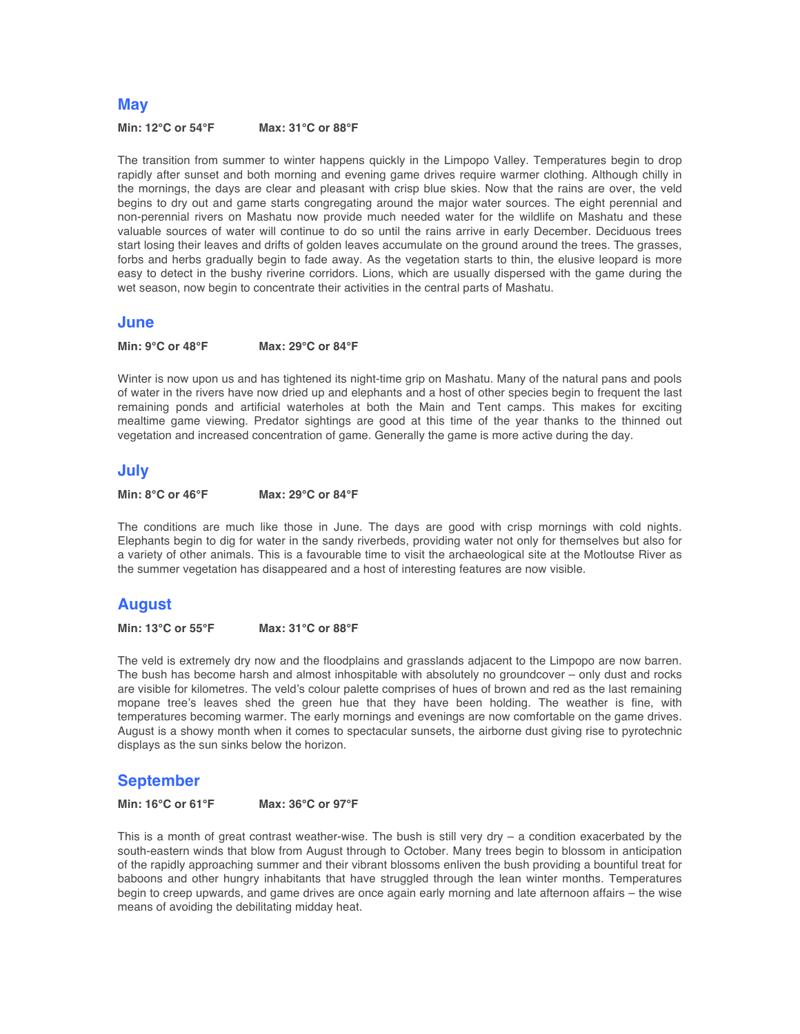## May

**Min: 12°C or 54°F Max: 31°C or 88°F**

The transition from summer to winter happens quickly in the Limpopo Valley. Temperatures begin to drop rapidly after sunset and both morning and evening game drives require warmer clothing. Although chilly in the mornings, the days are clear and pleasant with crisp blue skies. Now that the rains are over, the veld begins to dry out and game starts congregating around the major water sources. The eight perennial and non-perennial rivers on Mashatu now provide much needed water for the wildlife on Mashatu and these valuable sources of water will continue to do so until the rains arrive in early December. Deciduous trees start losing their leaves and drifts of golden leaves accumulate on the ground around the trees. The grasses, forbs and herbs gradually begin to fade away. As the vegetation starts to thin, the elusive leopard is more easy to detect in the bushy riverine corridors. Lions, which are usually dispersed with the game during the wet season, now begin to concentrate their activities in the central parts of Mashatu.

## June

**Min: 9°C or 48°F Max: 29°C or 84°F**

Winter is now upon us and has tightened its night-time grip on Mashatu. Many of the natural pans and pools of water in the rivers have now dried up and elephants and a host of other species begin to frequent the last remaining ponds and artificial waterholes at both the Main and Tent camps. This makes for exciting mealtime game viewing. Predator sightings are good at this time of the year thanks to the thinned out vegetation and increased concentration of game. Generally the game is more active during the day.

## July

**Min: 8°C or 46°F Max: 29°C or 84°F**

The conditions are much like those in June. The days are good with crisp mornings with cold nights. Elephants begin to dig for water in the sandy riverbeds, providing water not only for themselves but also for a variety of other animals. This is a favourable time to visit the archaeological site at the Motloutse River as the summer vegetation has disappeared and a host of interesting features are now visible.

## August

**Min: 13°C or 55°F Max: 31°C or 88°F**

The veld is extremely dry now and the floodplains and grasslands adjacent to the Limpopo are now barren. The bush has become harsh and almost inhospitable with absolutely no groundcover – only dust and rocks are visible for kilometres. The veld's colour palette comprises of hues of brown and red as the last remaining mopane tree's leaves shed the green hue that they have been holding. The weather is fine, with temperatures becoming warmer. The early mornings and evenings are now comfortable on the game drives. August is a showy month when it comes to spectacular sunsets, the airborne dust giving rise to pyrotechnic displays as the sun sinks below the horizon.

## September

**Min: 16°C or 61°F Max: 36°C or 97°F**

This is a month of great contrast weather-wise. The bush is still very dry – a condition exacerbated by the south-eastern winds that blow from August through to October. Many trees begin to blossom in anticipation of the rapidly approaching summer and their vibrant blossoms enliven the bush providing a bountiful treat for baboons and other hungry inhabitants that have struggled through the lean winter months. Temperatures begin to creep upwards, and game drives are once again early morning and late afternoon affairs – the wise means of avoiding the debilitating midday heat.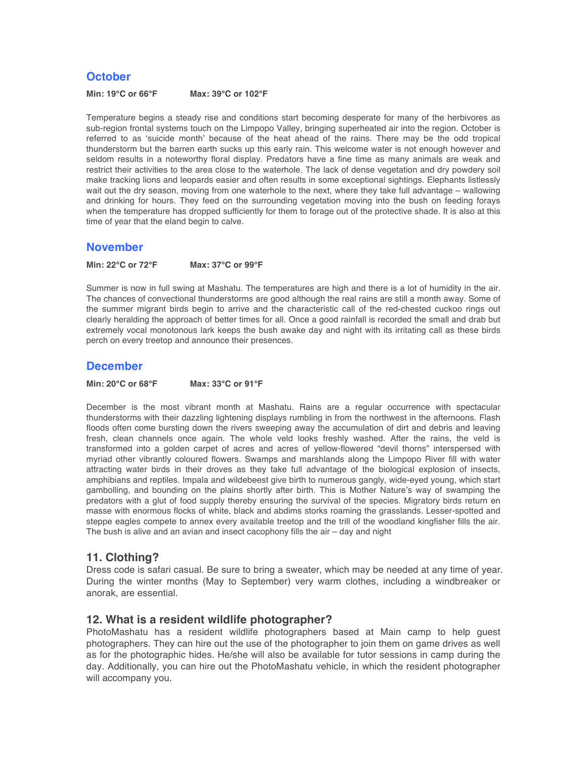## October

**Min: 19°C or 66°F Max: 39°C or 102°F**

Temperature begins a steady rise and conditions start becoming desperate for many of the herbivores as sub-region frontal systems touch on the Limpopo Valley, bringing superheated air into the region. October is referred to as 'suicide month' because of the heat ahead of the rains. There may be the odd tropical thunderstorm but the barren earth sucks up this early rain. This welcome water is not enough however and seldom results in a noteworthy floral display. Predators have a fine time as many animals are weak and restrict their activities to the area close to the waterhole. The lack of dense vegetation and dry powdery soil make tracking lions and leopards easier and often results in some exceptional sightings. Elephants listlessly wait out the dry season, moving from one waterhole to the next, where they take full advantage – wallowing and drinking for hours. They feed on the surrounding vegetation moving into the bush on feeding forays when the temperature has dropped sufficiently for them to forage out of the protective shade. It is also at this time of year that the eland begin to calve.

## November

**Min: 22°C or 72°F Max: 37°C or 99°F**

Summer is now in full swing at Mashatu. The temperatures are high and there is a lot of humidity in the air. The chances of convectional thunderstorms are good although the real rains are still a month away. Some of the summer migrant birds begin to arrive and the characteristic call of the red-chested cuckoo rings out clearly heralding the approach of better times for all. Once a good rainfall is recorded the small and drab but extremely vocal monotonous lark keeps the bush awake day and night with its irritating call as these birds perch on every treetop and announce their presences.

## December

**Min: 20°C or 68°F Max: 33°C or 91°F**

December is the most vibrant month at Mashatu. Rains are a regular occurrence with spectacular thunderstorms with their dazzling lightening displays rumbling in from the northwest in the afternoons. Flash floods often come bursting down the rivers sweeping away the accumulation of dirt and debris and leaving fresh, clean channels once again. The whole veld looks freshly washed. After the rains, the veld is transformed into a golden carpet of acres and acres of yellow-flowered "devil thorns" interspersed with myriad other vibrantly coloured flowers. Swamps and marshlands along the Limpopo River fill with water attracting water birds in their droves as they take full advantage of the biological explosion of insects, amphibians and reptiles. Impala and wildebeest give birth to numerous gangly, wide-eyed young, which start gambolling, and bounding on the plains shortly after birth. This is Mother Nature's way of swamping the predators with a glut of food supply thereby ensuring the survival of the species. Migratory birds return en masse with enormous flocks of white, black and abdims storks roaming the grasslands. Lesser-spotted and steppe eagles compete to annex every available treetop and the trill of the woodland kingfisher fills the air. The bush is alive and an avian and insect cacophony fills the air – day and night

## 11. Clothing?

Dress code is safari casual. Be sure to bring a sweater, which may be needed at any time of year. During the winter months (May to September) very warm clothes, including a windbreaker or anorak, are essential.

## 12. What is a resident wildlife photographer?

PhotoMashatu has a resident wildlife photographers based at Main camp to help guest photographers. They can hire out the use of the photographer to join them on game drives as well as for the photographic hides. He/she will also be available for tutor sessions in camp during the day. Additionally, you can hire out the PhotoMashatu vehicle, in which the resident photographer will accompany you.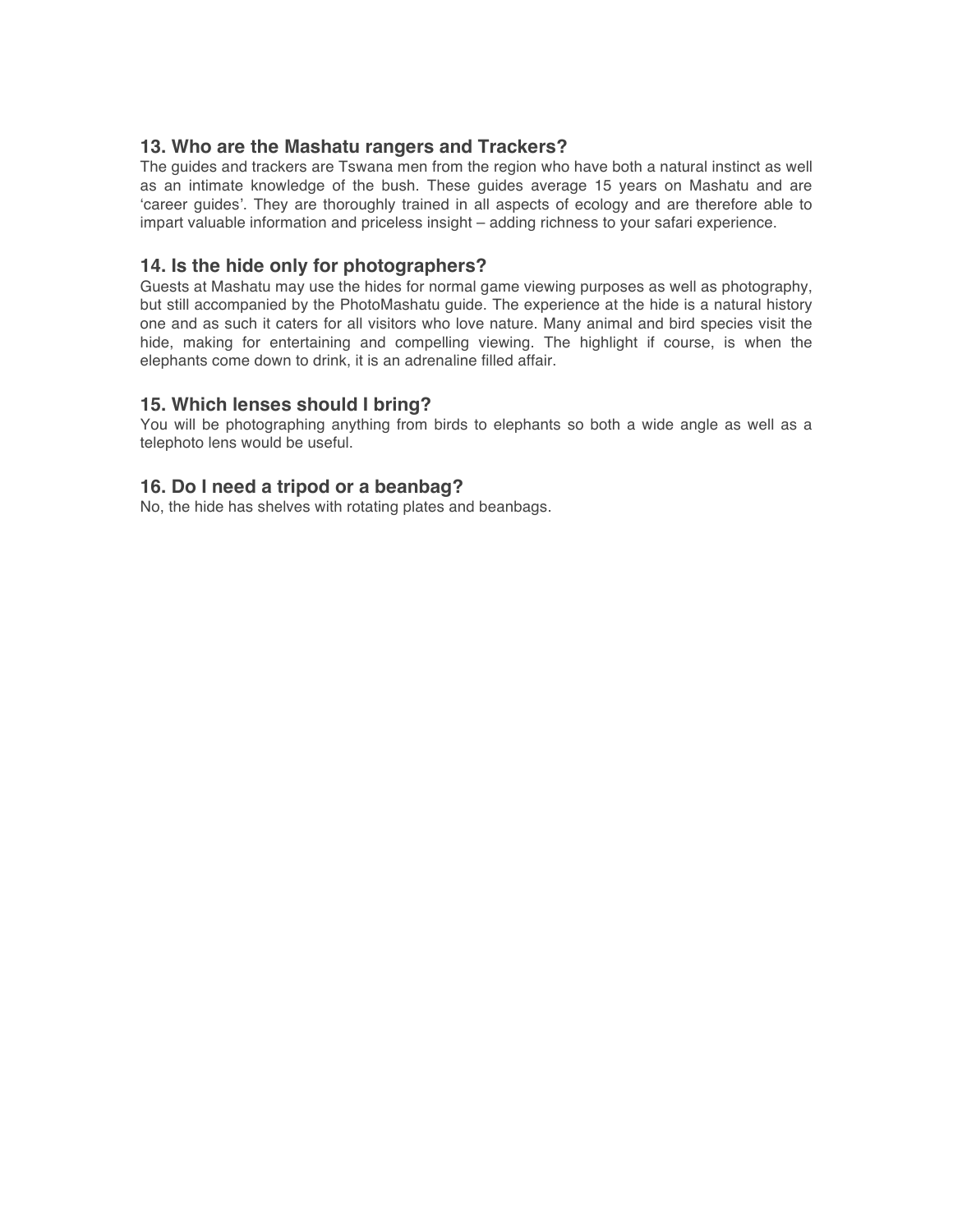### 13. Who are the Mashatu rangers and Trackers?

The guides and trackers are Tswana men from the region who have both a natural instinct as well as an intimate knowledge of the bush. These guides average 15 years on Mashatu and are 'career guides'. They are thoroughly trained in all aspects of ecology and are therefore able to impart valuable information and priceless insight – adding richness to your safari experience.

### 14. Is the hide only for photographers?

Guests at Mashatu may use the hides for normal game viewing purposes as well as photography, but still accompanied by the PhotoMashatu guide. The experience at the hide is a natural history one and as such it caters for all visitors who love nature. Many animal and bird species visit the hide, making for entertaining and compelling viewing. The highlight if course, is when the elephants come down to drink, it is an adrenaline filled affair.

### 15. Which lenses should I bring?

You will be photographing anything from birds to elephants so both a wide angle as well as a telephoto lens would be useful.

### 16. Do I need a tripod or a beanbag?

No, the hide has shelves with rotating plates and beanbags.